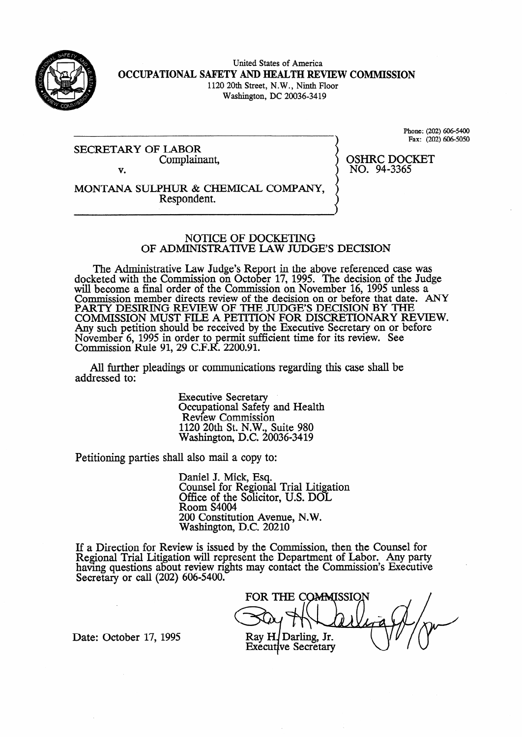United States of America
**OCCUPATIONAL SAFETY AND HEALTH REVIEW COMMISSION**
1120 20th Street, N.W., Ninth Floor
Washington, DC 20036-3419

Phone: (202) 606-5400
Fax: (202) 606-5050

SECRETARY OF LABOR
Complainant,

v.

MONTANA SULPHUR & CHEMICAL COMPANY,
Respondent.

OSHRC DOCKET
NO. 94-3365

## NOTICE OF DOCKETING OF ADMINISTRATIVE LAW JUDGE'S DECISION

The Administrative Law Judge's Report in the above referenced case was docketed with the Commission on October 17, 1995. The decision of the Judge will become a final order of the Commission on November 16, 1995 unless a Commission member directs review of the decision on or before that date. ANY PARTY DESIRING REVIEW OF THE JUDGE'S DECISION BY THE COMMISSION MUST FILE A PETITION FOR DISCRETIONARY REVIEW. Any such petition should be received by the Executive Secretary on or before November 6, 1995 in order to permit sufficient time for its review. See Commission Rule 91, 29 C.F.R. 2200.91.

All further pleadings or communications regarding this case shall be addressed to:

Executive Secretary
Occupational Safety and Health
Review Commission
1120 20th St. N.W., Suite 980
Washington, D.C. 20036-3419

Petitioning parties shall also mail a copy to:

Daniel J. Mick, Esq.
Counsel for Regional Trial Litigation
Office of the Solicitor, U.S. DOL
Room S4004
200 Constitution Avenue, N.W.
Washington, D.C. 20210

If a Direction for Review is issued by the Commission, then the Counsel for Regional Trial Litigation will represent the Department of Labor. Any party having questions about review rights may contact the Commission's Executive Secretary or call (202) 606-5400.

FOR THE COMMISSION

Ray H. Darling, Jr.
Executive Secretary

Date: October 17, 1995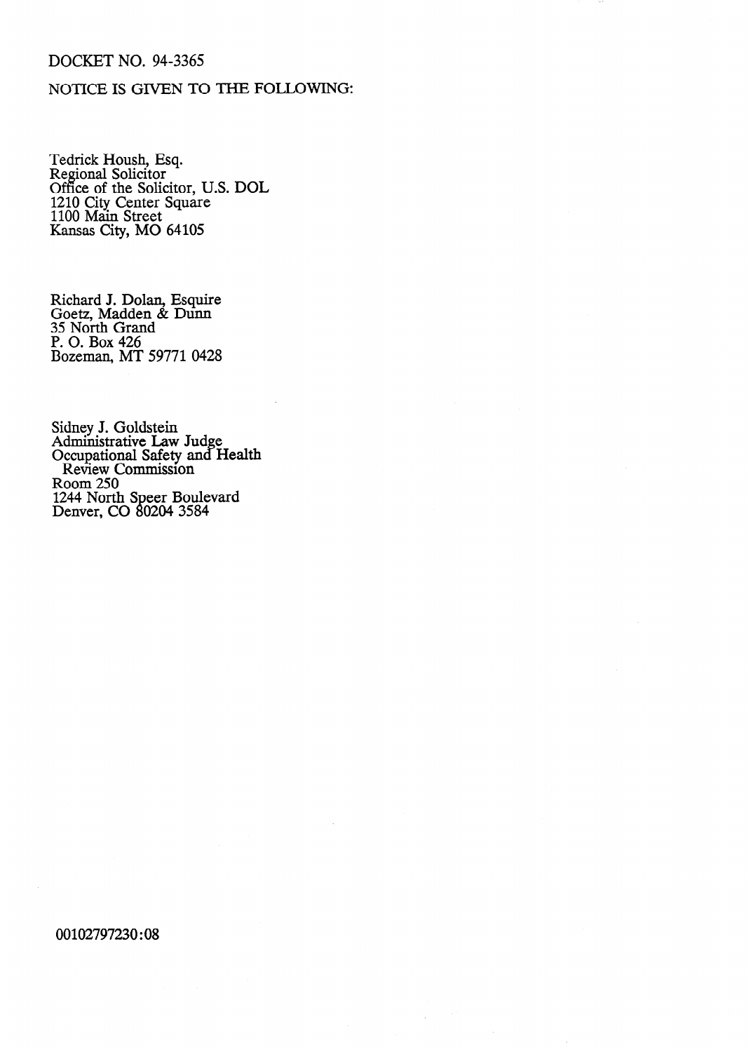DOCKET NO. 94-3365

NOTICE IS GIVEN TO THE FOLLOWING:

Tedrick Housh, Esq.
Regional Solicitor
Office of the Solicitor, U.S. DOL
1210 City Center Square
1100 Main Street
Kansas City, MO 64105

Richard J. Dolan, Esquire
Goetz, Madden & Dunn
35 North Grand
P. O. Box 426
Bozeman, MT 59771 0428

Sidney J. Goldstein
Administrative Law Judge
Occupational Safety and Health
Review Commission
Room 250
1244 North Speer Boulevard
Denver, CO 80204 3584

00102797230:08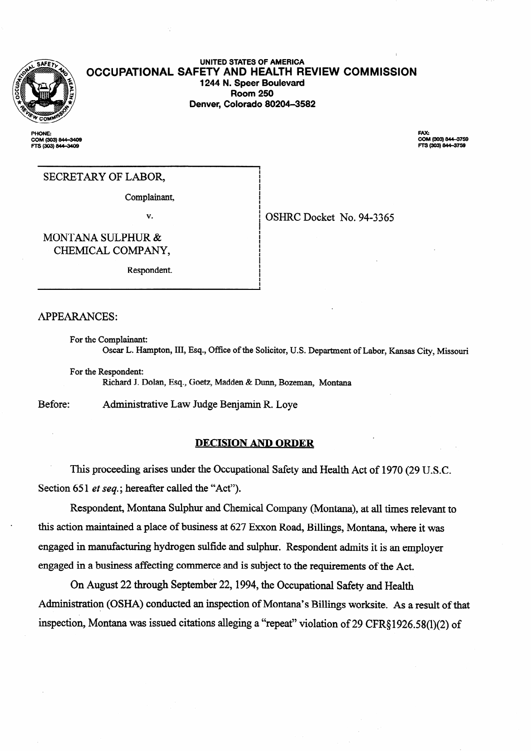UNITED STATES OF AMERICA
**OCCUPATIONAL SAFETY AND HEALTH REVIEW COMMISSION**
**1244 N. Speer Boulevard**
**Room 250**
**Denver, Colorado 80204-3582**

PHONE:
COM (303) 844-3409
FTS (303) 844-3409

FAX:
COM (303) 844-3759
FTS (303) 844-3759

| | |
|---|---|
| SECRETARY OF LABOR,<br><br>Complainant,<br><br>v.<br><br>MONTANA SULPHUR & CHEMICAL COMPANY,<br><br>Respondent. | OSHRC Docket No. 94-3365 |

APPEARANCES:

For the Complainant:
Oscar L. Hampton, III, Esq., Office of the Solicitor, U.S. Department of Labor, Kansas City, Missouri

For the Respondent:
Richard J. Dolan, Esq., Goetz, Madden & Dunn, Bozeman, Montana

Before: Administrative Law Judge Benjamin R. Loye

## DECISION AND ORDER

This proceeding arises under the Occupational Safety and Health Act of 1970 (29 U.S.C. Section 651 *et seq.*; hereafter called the "Act").

Respondent, Montana Sulphur and Chemical Company (Montana), at all times relevant to this action maintained a place of business at 627 Exxon Road, Billings, Montana, where it was engaged in manufacturing hydrogen sulfide and sulphur. Respondent admits it is an employer engaged in a business affecting commerce and is subject to the requirements of the Act.

On August 22 through September 22, 1994, the Occupational Safety and Health Administration (OSHA) conducted an inspection of Montana's Billings worksite. As a result of that inspection, Montana was issued citations alleging a "repeat" violation of 29 CFR§1926.58(l)(2) of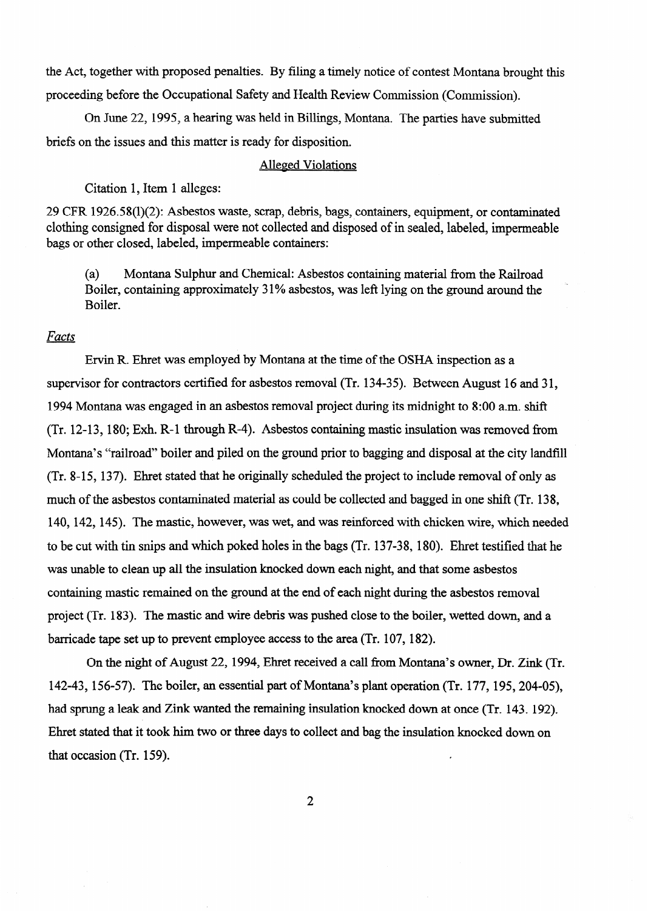the Act, together with proposed penalties. By filing a timely notice of contest Montana brought this proceeding before the Occupational Safety and Health Review Commission (Commission).

On June 22, 1995, a hearing was held in Billings, Montana. The parties have submitted briefs on the issues and this matter is ready for disposition.

<u>Alleged Violations</u>

Citation 1, Item 1 alleges:

29 CFR 1926.58(l)(2): Asbestos waste, scrap, debris, bags, containers, equipment, or contaminated clothing consigned for disposal were not collected and disposed of in sealed, labeled, impermeable bags or other closed, labeled, impermeable containers:

> (a) Montana Sulphur and Chemical: Asbestos containing material from the Railroad Boiler, containing approximately 31% asbestos, was left lying on the ground around the Boiler.

*Facts*

Ervin R. Ehret was employed by Montana at the time of the OSHA inspection as a supervisor for contractors certified for asbestos removal (Tr. 134-35). Between August 16 and 31, 1994 Montana was engaged in an asbestos removal project during its midnight to 8:00 a.m. shift (Tr. 12-13, 180; Exh. R-1 through R-4). Asbestos containing mastic insulation was removed from Montana's "railroad" boiler and piled on the ground prior to bagging and disposal at the city landfill (Tr. 8-15, 137). Ehret stated that he originally scheduled the project to include removal of only as much of the asbestos contaminated material as could be collected and bagged in one shift (Tr. 138, 140, 142, 145). The mastic, however, was wet, and was reinforced with chicken wire, which needed to be cut with tin snips and which poked holes in the bags (Tr. 137-38, 180). Ehret testified that he was unable to clean up all the insulation knocked down each night, and that some asbestos containing mastic remained on the ground at the end of each night during the asbestos removal project (Tr. 183). The mastic and wire debris was pushed close to the boiler, wetted down, and a barricade tape set up to prevent employee access to the area (Tr. 107, 182).

On the night of August 22, 1994, Ehret received a call from Montana's owner, Dr. Zink (Tr. 142-43, 156-57). The boiler, an essential part of Montana's plant operation (Tr. 177, 195, 204-05), had sprung a leak and Zink wanted the remaining insulation knocked down at once (Tr. 143. 192). Ehret stated that it took him two or three days to collect and bag the insulation knocked down on that occasion (Tr. 159).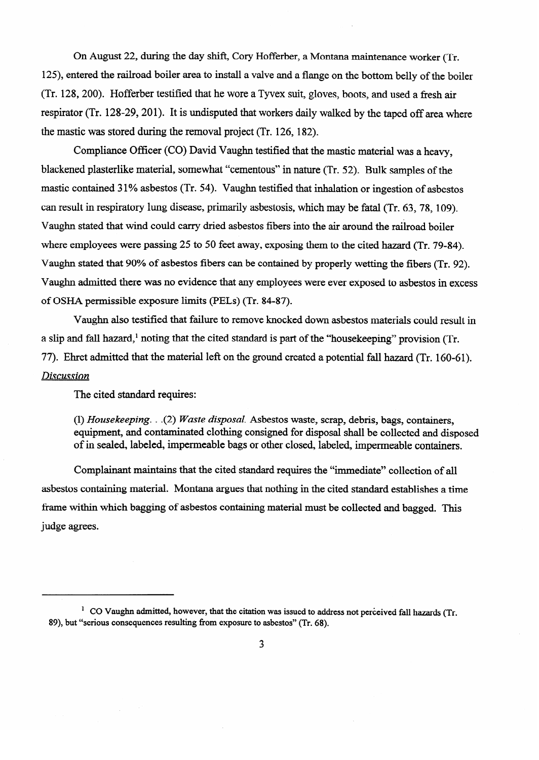On August 22, during the day shift, Cory Hofferber, a Montana maintenance worker (Tr. 125), entered the railroad boiler area to install a valve and a flange on the bottom belly of the boiler (Tr. 128, 200). Hofferber testified that he wore a Tyvex suit, gloves, boots, and used a fresh air respirator (Tr. 128-29, 201). It is undisputed that workers daily walked by the taped off area where the mastic was stored during the removal project (Tr. 126, 182).

Compliance Officer (CO) David Vaughn testified that the mastic material was a heavy, blackened plasterlike material, somewhat "cementous" in nature (Tr. 52). Bulk samples of the mastic contained 31% asbestos (Tr. 54). Vaughn testified that inhalation or ingestion of asbestos can result in respiratory lung disease, primarily asbestosis, which may be fatal (Tr. 63, 78, 109). Vaughn stated that wind could carry dried asbestos fibers into the air around the railroad boiler where employees were passing 25 to 50 feet away, exposing them to the cited hazard (Tr. 79-84). Vaughn stated that 90% of asbestos fibers can be contained by properly wetting the fibers (Tr. 92). Vaughn admitted there was no evidence that any employees were ever exposed to asbestos in excess of OSHA permissible exposure limits (PELs) (Tr. 84-87).

Vaughn also testified that failure to remove knocked down asbestos materials could result in a slip and fall hazard,[1] noting that the cited standard is part of the "housekeeping" provision (Tr. 77). Ehret admitted that the material left on the ground created a potential fall hazard (Tr. 160-61).

*Discussion*

The cited standard requires:

> (l) *Housekeeping*. . .(2) *Waste disposal.* Asbestos waste, scrap, debris, bags, containers, equipment, and contaminated clothing consigned for disposal shall be collected and disposed of in sealed, labeled, impermeable bags or other closed, labeled, impermeable containers.

Complainant maintains that the cited standard requires the "immediate" collection of all asbestos containing material. Montana argues that nothing in the cited standard establishes a time frame within which bagging of asbestos containing material must be collected and bagged. This judge agrees.

---

[1] CO Vaughn admitted, however, that the citation was issued to address not perceived fall hazards (Tr. 89), but "serious consequences resulting from exposure to asbestos" (Tr. 68).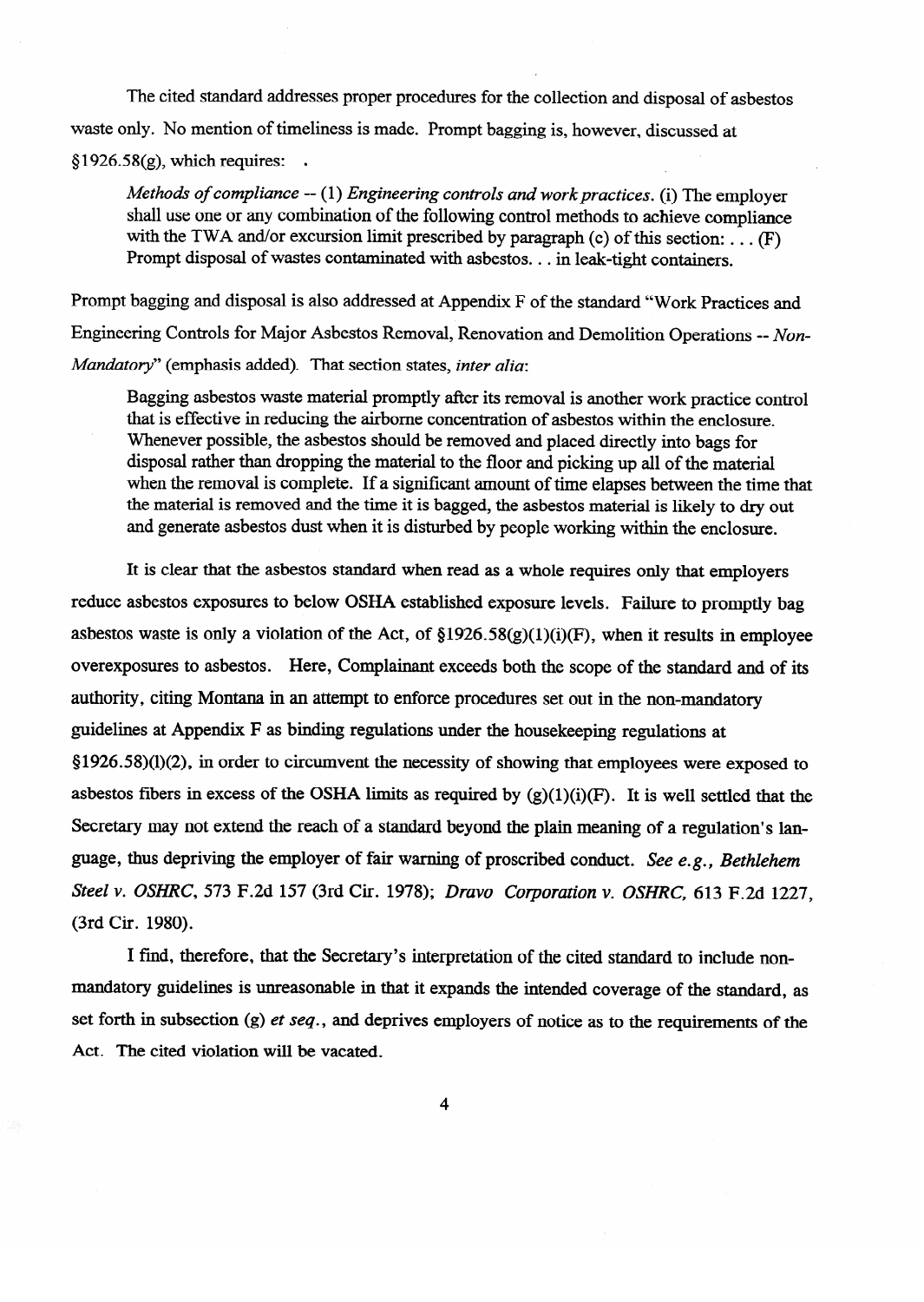The cited standard addresses proper procedures for the collection and disposal of asbestos waste only. No mention of timeliness is made. Prompt bagging is, however, discussed at §1926.58(g), which requires: .

> *Methods of compliance* -- (1) *Engineering controls and work practices.* (i) The employer shall use one or any combination of the following control methods to achieve compliance with the TWA and/or excursion limit prescribed by paragraph (c) of this section: . . . (F) Prompt disposal of wastes contaminated with asbestos. . . in leak-tight containers.

Prompt bagging and disposal is also addressed at Appendix F of the standard "Work Practices and Engineering Controls for Major Asbestos Removal, Renovation and Demolition Operations -- *Non-Mandatory*" (emphasis added). That section states, *inter alia*:

> Bagging asbestos waste material promptly after its removal is another work practice control that is effective in reducing the airborne concentration of asbestos within the enclosure. Whenever possible, the asbestos should be removed and placed directly into bags for disposal rather than dropping the material to the floor and picking up all of the material when the removal is complete. If a significant amount of time elapses between the time that the material is removed and the time it is bagged, the asbestos material is likely to dry out and generate asbestos dust when it is disturbed by people working within the enclosure.

It is clear that the asbestos standard when read as a whole requires only that employers reduce asbestos exposures to below OSHA established exposure levels. Failure to promptly bag asbestos waste is only a violation of the Act, of §1926.58(g)(1)(i)(F), when it results in employee overexposures to asbestos. Here, Complainant exceeds both the scope of the standard and of its authority, citing Montana in an attempt to enforce procedures set out in the non-mandatory guidelines at Appendix F as binding regulations under the housekeeping regulations at §1926.58)(l)(2), in order to circumvent the necessity of showing that employees were exposed to asbestos fibers in excess of the OSHA limits as required by (g)(1)(i)(F). It is well settled that the Secretary may not extend the reach of a standard beyond the plain meaning of a regulation's language, thus depriving the employer of fair warning of proscribed conduct. *See e.g., Bethlehem Steel v. OSHRC*, 573 F.2d 157 (3rd Cir. 1978); *Dravo Corporation v. OSHRC*, 613 F.2d 1227, (3rd Cir. 1980).

I find, therefore, that the Secretary's interpretation of the cited standard to include non-mandatory guidelines is unreasonable in that it expands the intended coverage of the standard, as set forth in subsection (g) *et seq.*, and deprives employers of notice as to the requirements of the Act. The cited violation will be vacated.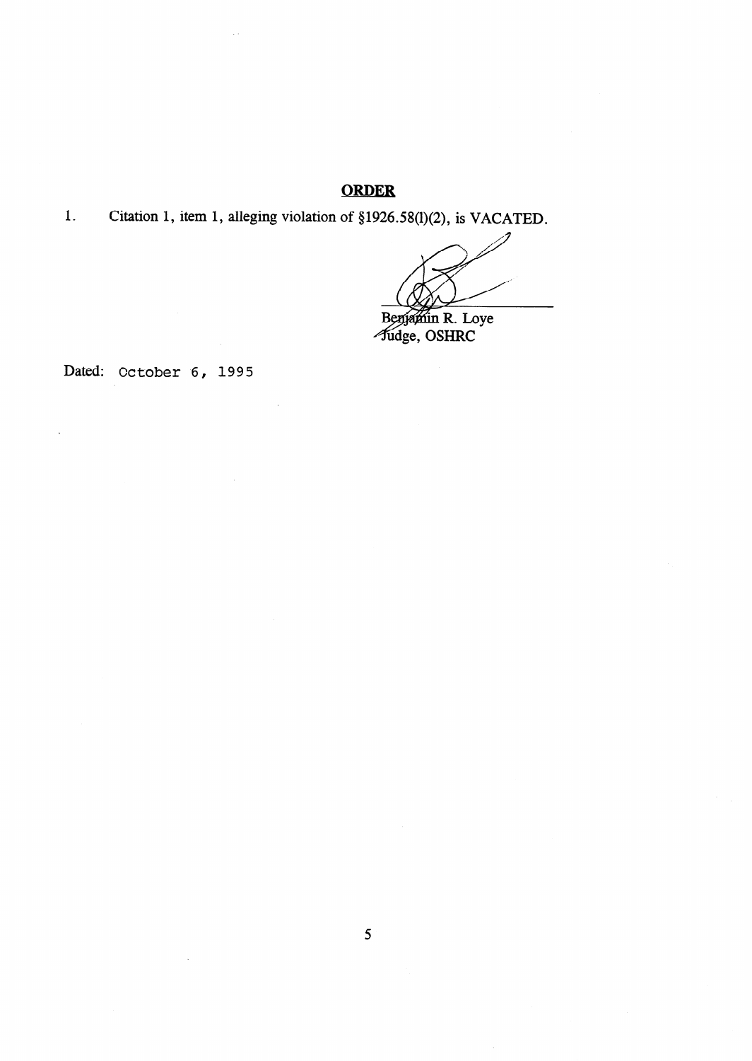## ORDER

1. Citation 1, item 1, alleging violation of §1926.58(l)(2), is VACATED.

Benjamin R. Loye
Judge, OSHRC

Dated: October 6, 1995